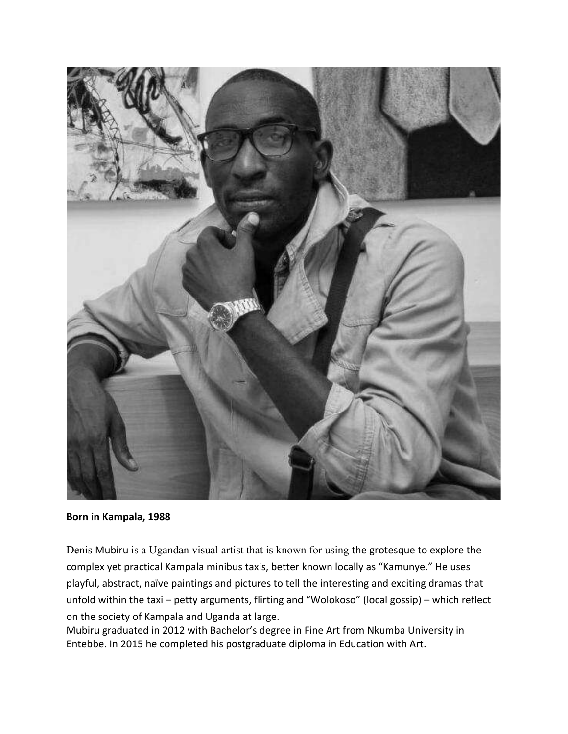**Born in Kampala, 1988**

Denis Mubiru is a Ugandan visual artist that is known for using the grotesque to explore the complex yet practical Kampala minibus taxis, better known locally as "Kamunye." He uses playful, abstract, naïve paintings and pictures to tell the interesting and exciting dramas that unfold within the taxi – petty arguments, flirting and "Wolokoso" (local gossip) – which reflect on the society of Kampala and Uganda at large.

Mubiru graduated in 2012 with Bachelor's degree in Fine Art from Nkumba University in Entebbe. In 2015 he completed his postgraduate diploma in Education with Art.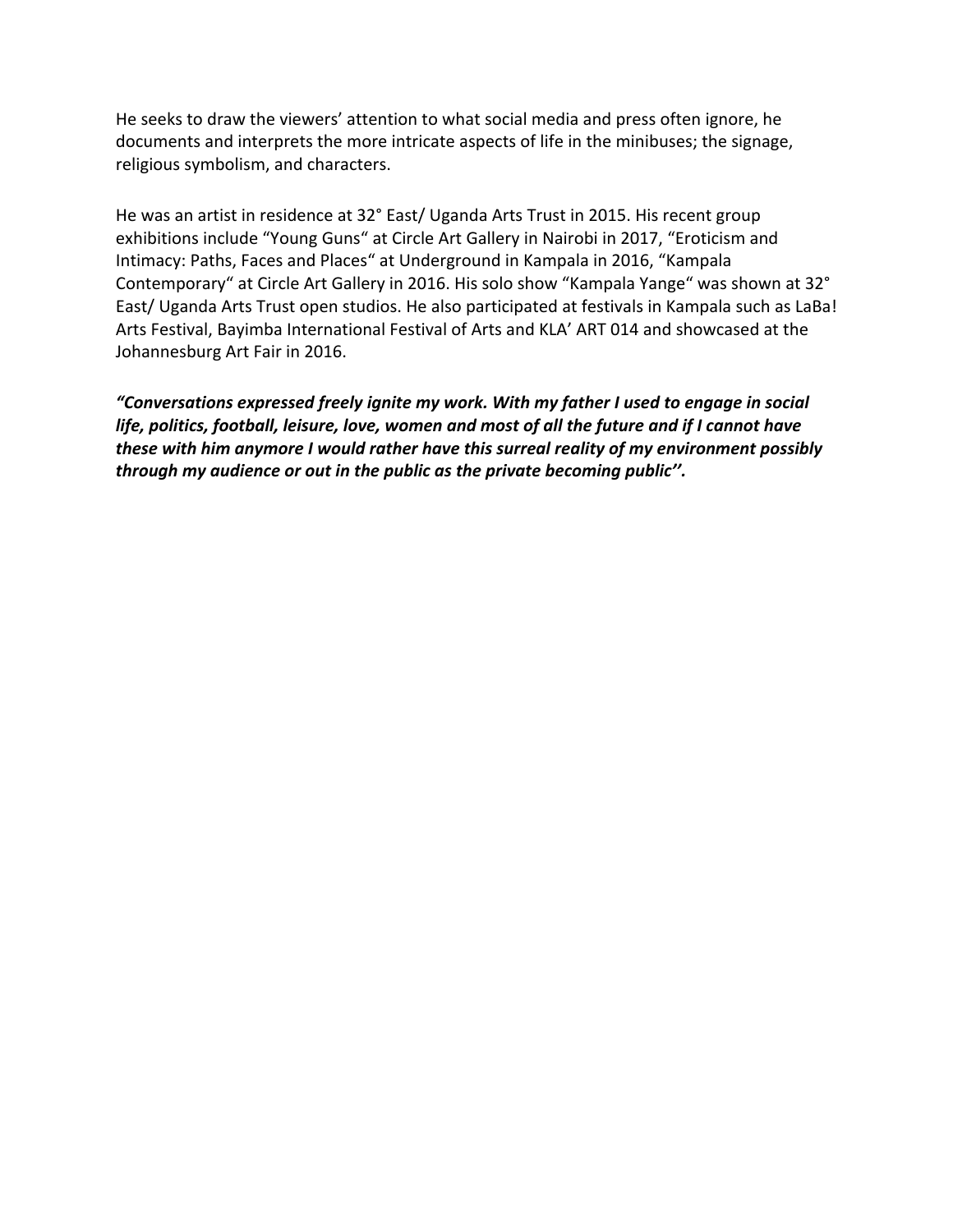He seeks to draw the viewers' attention to what social media and press often ignore, he documents and interprets the more intricate aspects of life in the minibuses; the signage, religious symbolism, and characters.

He was an artist in residence at 32° East/ Uganda Arts Trust in 2015. His recent group exhibitions include "Young Guns" at Circle Art Gallery in Nairobi in 2017, "Eroticism and Intimacy: Paths, Faces and Places" at Underground in Kampala in 2016, "Kampala Contemporary" at Circle Art Gallery in 2016. His solo show "Kampala Yange" was shown at 32° East/ Uganda Arts Trust open studios. He also participated at festivals in Kampala such as LaBa! Arts Festival, Bayimba International Festival of Arts and KLA' ART 014 and showcased at the Johannesburg Art Fair in 2016.

***"Conversations expressed freely ignite my work. With my father I used to engage in social life, politics, football, leisure, love, women and most of all the future and if I cannot have these with him anymore I would rather have this surreal reality of my environment possibly through my audience or out in the public as the private becoming public''.***